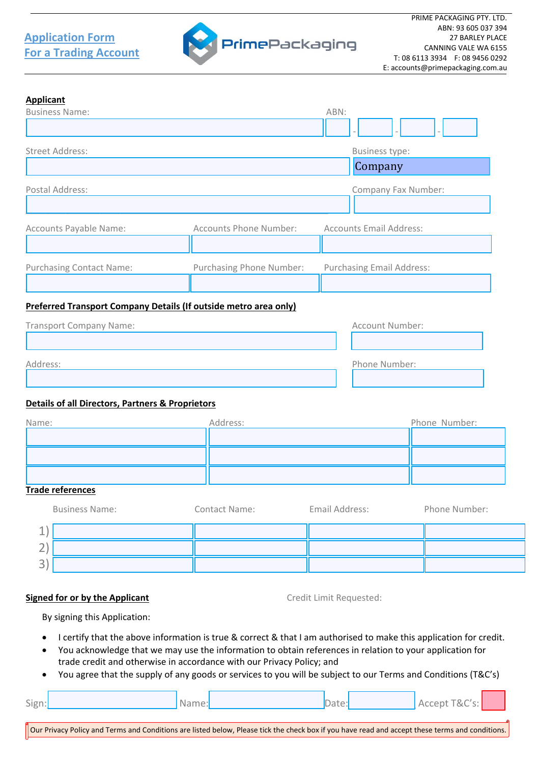# Application Form For a Trading Account

PrimePackaging

PRIME PACKAGING PTY. LTD.
ABN: 93 605 037 394
27 BARLEY PLACE
CANNING VALE WA 6155
T: 08 6113 3934 F: 08 9456 0292
E: accounts@primepackaging.com.au

## Applicant

| Business Name: | ABN: |
|---|---|
| | - - - |

| Street Address: | Business type: |
|---|---|
| | Company |

| Postal Address: | Company Fax Number: |
|---|---|
| | |

| Accounts Payable Name: | Accounts Phone Number: | Accounts Email Address: |
|---|---|---|
| | | |

| Purchasing Contact Name: | Purchasing Phone Number: | Purchasing Email Address: |
|---|---|---|
| | | |

## Preferred Transport Company Details (If outside metro area only)

| Transport Company Name: | Account Number: |
|---|---|
| | |

| Address: | Phone Number: |
|---|---|
| | |

## Details of all Directors, Partners & Proprietors

| Name: | Address: | Phone Number: |
|---|---|---|
| | | |
| | | |
| | | |

## Trade references

| | Business Name: | Contact Name: | Email Address: | Phone Number: |
|---|---|---|---|---|
| 1) | | | | |
| 2) | | | | |
| 3) | | | | |

## Signed for or by the Applicant

Credit Limit Requested:

By signing this Application:

- I certify that the above information is true & correct & that I am authorised to make this application for credit.
- You acknowledge that we may use the information to obtain references in relation to your application for trade credit and otherwise in accordance with our Privacy Policy; and
- You agree that the supply of any goods or services to you will be subject to our Terms and Conditions (T&C's)

Sign: Name: Date: Accept T&C's:

Our Privacy Policy and Terms and Conditions are listed below, Please tick the check box if you have read and accept these terms and conditions.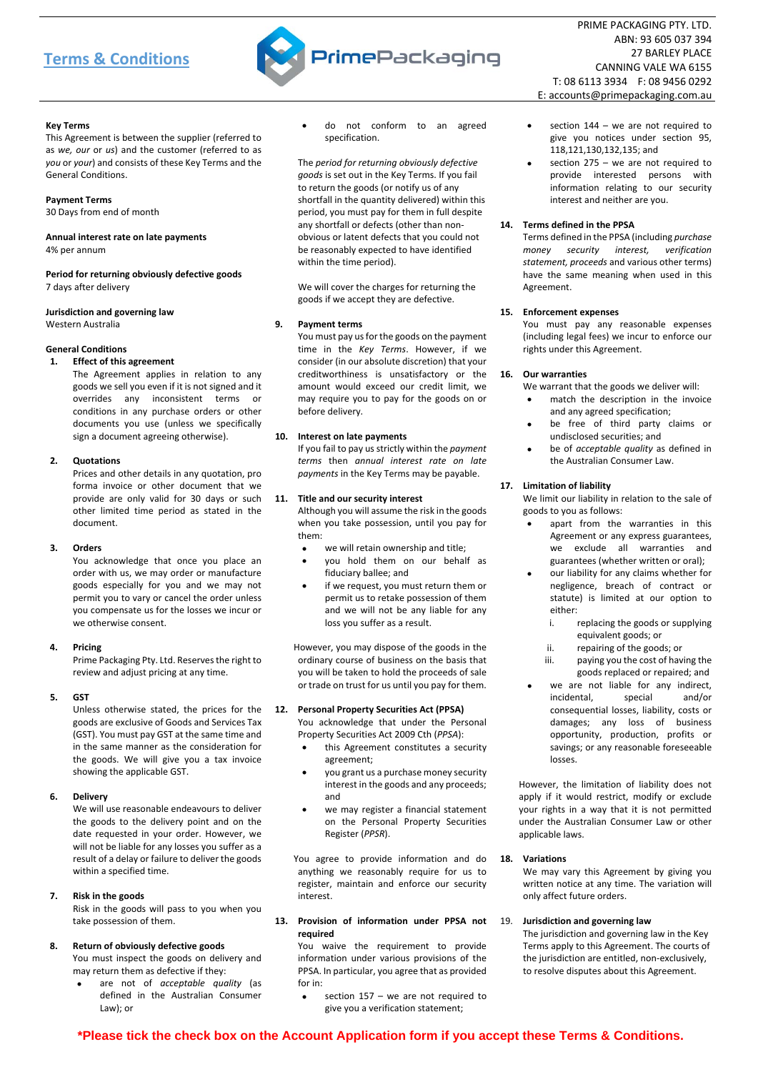# Terms & Conditions

PRIME PACKAGING PTY. LTD.
ABN: 93 605 037 394
27 BARLEY PLACE
CANNING VALE WA 6155
T: 08 6113 3934 F: 08 9456 0292
E: accounts@primepackaging.com.au

**Key Terms**
This Agreement is between the supplier (referred to as *we, our* or *us*) and the customer (referred to as *you* or *your*) and consists of these Key Terms and the General Conditions.

**Payment Terms**
30 Days from end of month

**Annual interest rate on late payments**
4% per annum

**Period for returning obviously defective goods**
7 days after delivery

**Jurisdiction and governing law**
Western Australia

**General Conditions**

**1. Effect of this agreement**
The Agreement applies in relation to any goods we sell you even if it is not signed and it overrides any inconsistent terms or conditions in any purchase orders or other documents you use (unless we specifically sign a document agreeing otherwise).

**2. Quotations**
Prices and other details in any quotation, pro forma invoice or other document that we provide are only valid for 30 days or such other limited time period as stated in the document.

**3. Orders**
You acknowledge that once you place an order with us, we may order or manufacture goods especially for you and we may not permit you to vary or cancel the order unless you compensate us for the losses we incur or we otherwise consent.

**4. Pricing**
Prime Packaging Pty. Ltd. Reserves the right to review and adjust pricing at any time.

**5. GST**
Unless otherwise stated, the prices for the goods are exclusive of Goods and Services Tax (GST). You must pay GST at the same time and in the same manner as the consideration for the goods. We will give you a tax invoice showing the applicable GST.

**6. Delivery**
We will use reasonable endeavours to deliver the goods to the delivery point and on the date requested in your order. However, we will not be liable for any losses you suffer as a result of a delay or failure to deliver the goods within a specified time.

**7. Risk in the goods**
Risk in the goods will pass to you when you take possession of them.

**8. Return of obviously defective goods**
You must inspect the goods on delivery and may return them as defective if they:

- are not of *acceptable quality* (as defined in the Australian Consumer Law); or
- do not conform to an agreed specification.

The *period for returning obviously defective goods* is set out in the Key Terms. If you fail to return the goods (or notify us of any shortfall in the quantity delivered) within this period, you must pay for them in full despite any shortfall or defects (other than non-obvious or latent defects that you could not be reasonably expected to have identified within the time period).

We will cover the charges for returning the goods if we accept they are defective.

**9. Payment terms**
You must pay us for the goods on the payment time in the *Key Terms*. However, if we consider (in our absolute discretion) that your creditworthiness is unsatisfactory or the amount would exceed our credit limit, we may require you to pay for the goods on or before delivery.

**10. Interest on late payments**
If you fail to pay us strictly within the *payment terms* then *annual interest rate on late payments* in the Key Terms may be payable.

**11. Title and our security interest**
Although you will assume the risk in the goods when you take possession, until you pay for them:

- we will retain ownership and title;
- you hold them on our behalf as fiduciary ballee; and
- if we request, you must return them or permit us to retake possession of them and we will not be any liable for any loss you suffer as a result.

However, you may dispose of the goods in the ordinary course of business on the basis that you will be taken to hold the proceeds of sale or trade on trust for us until you pay for them.

**12. Personal Property Securities Act (PPSA)**
You acknowledge that under the Personal Property Securities Act 2009 Cth (*PPSA*):

- this Agreement constitutes a security agreement;
- you grant us a purchase money security interest in the goods and any proceeds; and
- we may register a financial statement on the Personal Property Securities Register (*PPSR*).

You agree to provide information and do anything we reasonably require for us to register, maintain and enforce our security interest.

**13. Provision of information under PPSA not required**
You waive the requirement to provide information under various provisions of the PPSA. In particular, you agree that as provided for in:

- section 157 – we are not required to give you a verification statement;
- section 144 – we are not required to give you notices under section 95, 118,121,130,132,135; and
- section 275 – we are not required to provide interested persons with information relating to our security interest and neither are you.

**14. Terms defined in the PPSA**
Terms defined in the PPSA (including *purchase money security interest, verification statement, proceeds* and various other terms) have the same meaning when used in this Agreement.

**15. Enforcement expenses**
You must pay any reasonable expenses (including legal fees) we incur to enforce our rights under this Agreement.

**16. Our warranties**
We warrant that the goods we deliver will:

- match the description in the invoice and any agreed specification;
- be free of third party claims or undisclosed securities; and
- be of *acceptable quality* as defined in the Australian Consumer Law.

**17. Limitation of liability**
We limit our liability in relation to the sale of goods to you as follows:

- apart from the warranties in this Agreement or any express guarantees, we exclude all warranties and guarantees (whether written or oral);
- our liability for any claims whether for negligence, breach of contract or statute) is limited at our option to either:
  - i. replacing the goods or supplying equivalent goods; or
  - ii. repairing of the goods; or
  - iii. paying you the cost of having the goods replaced or repaired; and
- we are not liable for any indirect, incidental, special and/or consequential losses, liability, costs or damages; any loss of business opportunity, production, profits or savings; or any reasonable foreseeable losses.

However, the limitation of liability does not apply if it would restrict, modify or exclude your rights in a way that it is not permitted under the Australian Consumer Law or other applicable laws.

**18. Variations**
We may vary this Agreement by giving you written notice at any time. The variation will only affect future orders.

**19. Jurisdiction and governing law**
The jurisdiction and governing law in the Key Terms apply to this Agreement. The courts of the jurisdiction are entitled, non-exclusively, to resolve disputes about this Agreement.

**\*Please tick the check box on the Account Application form if you accept these Terms & Conditions.**